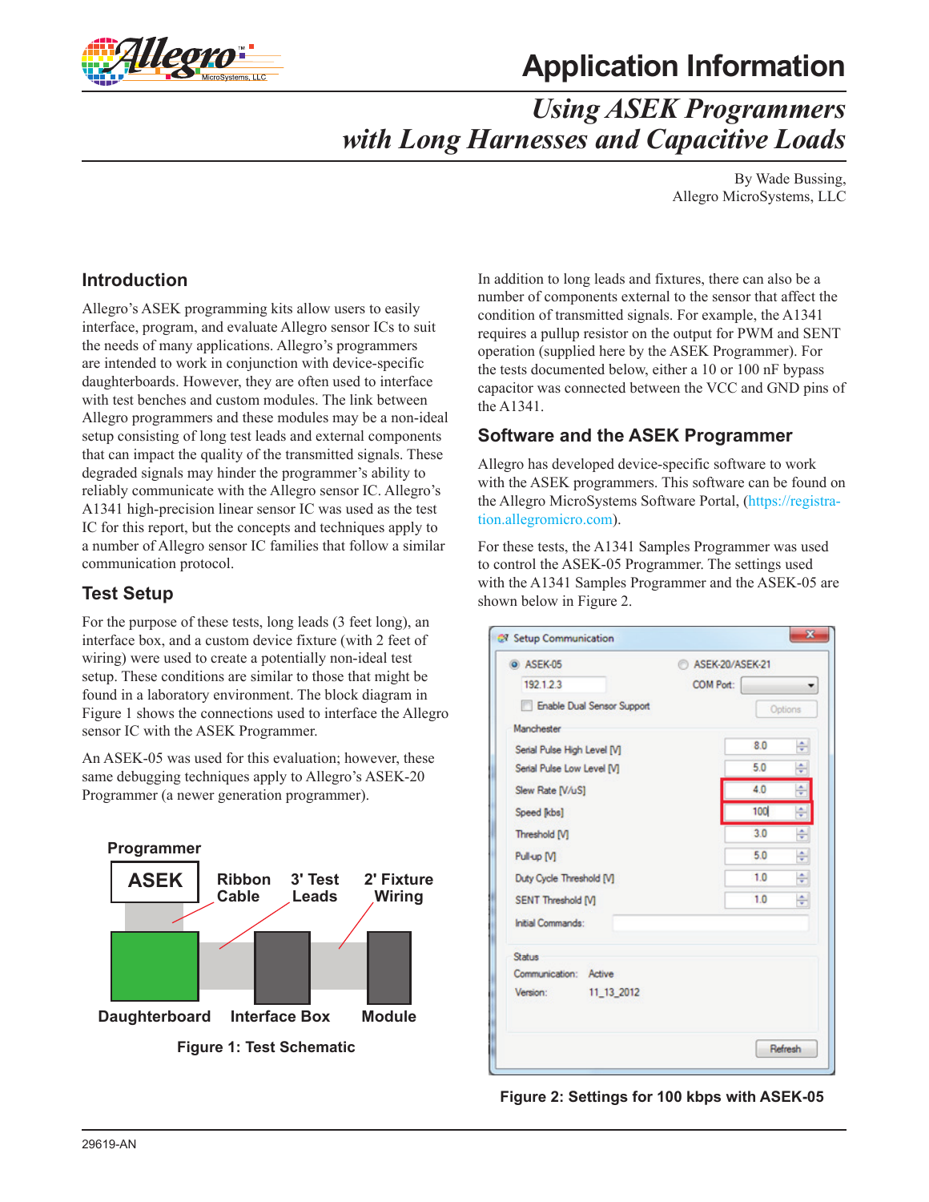# Application Information

## *Using ASEK Programmers with Long Harnesses and Capacitive Loads*

By Wade Bussing,
Allegro MicroSystems, LLC

## Introduction

Allegro's ASEK programming kits allow users to easily interface, program, and evaluate Allegro sensor ICs to suit the needs of many applications. Allegro's programmers are intended to work in conjunction with device-specific daughterboards. However, they are often used to interface with test benches and custom modules. The link between Allegro programmers and these modules may be a non-ideal setup consisting of long test leads and external components that can impact the quality of the transmitted signals. These degraded signals may hinder the programmer's ability to reliably communicate with the Allegro sensor IC. Allegro's A1341 high-precision linear sensor IC was used as the test IC for this report, but the concepts and techniques apply to a number of Allegro sensor IC families that follow a similar communication protocol.

## Test Setup

For the purpose of these tests, long leads (3 feet long), an interface box, and a custom device fixture (with 2 feet of wiring) were used to create a potentially non-ideal test setup. These conditions are similar to those that might be found in a laboratory environment. The block diagram in Figure 1 shows the connections used to interface the Allegro sensor IC with the ASEK Programmer.

An ASEK-05 was used for this evaluation; however, these same debugging techniques apply to Allegro's ASEK-20 Programmer (a newer generation programmer).

**Figure 1: Test Schematic**

In addition to long leads and fixtures, there can also be a number of components external to the sensor that affect the condition of transmitted signals. For example, the A1341 requires a pullup resistor on the output for PWM and SENT operation (supplied here by the ASEK Programmer). For the tests documented below, either a 10 or 100 nF bypass capacitor was connected between the VCC and GND pins of the A1341.

## Software and the ASEK Programmer

Allegro has developed device-specific software to work with the ASEK programmers. This software can be found on the Allegro MicroSystems Software Portal, (https://registration.allegromicro.com).

For these tests, the A1341 Samples Programmer was used to control the ASEK-05 Programmer. The settings used with the A1341 Samples Programmer and the ASEK-05 are shown below in Figure 2.

**Figure 2: Settings for 100 kbps with ASEK-05**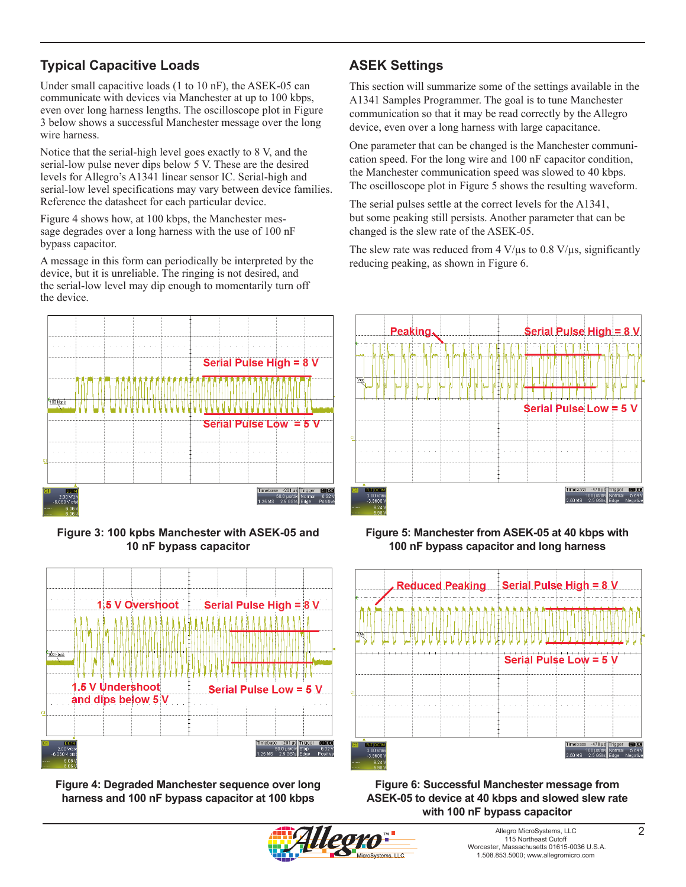## Typical Capacitive Loads

Under small capacitive loads (1 to 10 nF), the ASEK-05 can communicate with devices via Manchester at up to 100 kbps, even over long harness lengths. The oscilloscope plot in Figure 3 below shows a successful Manchester message over the long wire harness.

Notice that the serial-high level goes exactly to 8 V, and the serial-low pulse never dips below 5 V. These are the desired levels for Allegro's A1341 linear sensor IC. Serial-high and serial-low level specifications may vary between device families. Reference the datasheet for each particular device.

Figure 4 shows how, at 100 kbps, the Manchester message degrades over a long harness with the use of 100 nF bypass capacitor.

A message in this form can periodically be interpreted by the device, but it is unreliable. The ringing is not desired, and the serial-low level may dip enough to momentarily turn off the device.

## ASEK Settings

This section will summarize some of the settings available in the A1341 Samples Programmer. The goal is to tune Manchester communication so that it may be read correctly by the Allegro device, even over a long harness with large capacitance.

One parameter that can be changed is the Manchester communication speed. For the long wire and 100 nF capacitor condition, the Manchester communication speed was slowed to 40 kbps. The oscilloscope plot in Figure 5 shows the resulting waveform.

The serial pulses settle at the correct levels for the A1341, but some peaking still persists. Another parameter that can be changed is the slew rate of the ASEK-05.

The slew rate was reduced from 4 V/µs to 0.8 V/µs, significantly reducing peaking, as shown in Figure 6.

**Figure 3: 100 kpbs Manchester with ASEK-05 and 10 nF bypass capacitor**

**Figure 5: Manchester from ASEK-05 at 40 kbps with 100 nF bypass capacitor and long harness**

**Figure 4: Degraded Manchester sequence over long harness and 100 nF bypass capacitor at 100 kbps**

**Figure 6: Successful Manchester message from ASEK-05 to device at 40 kbps and slowed slew rate with 100 nF bypass capacitor**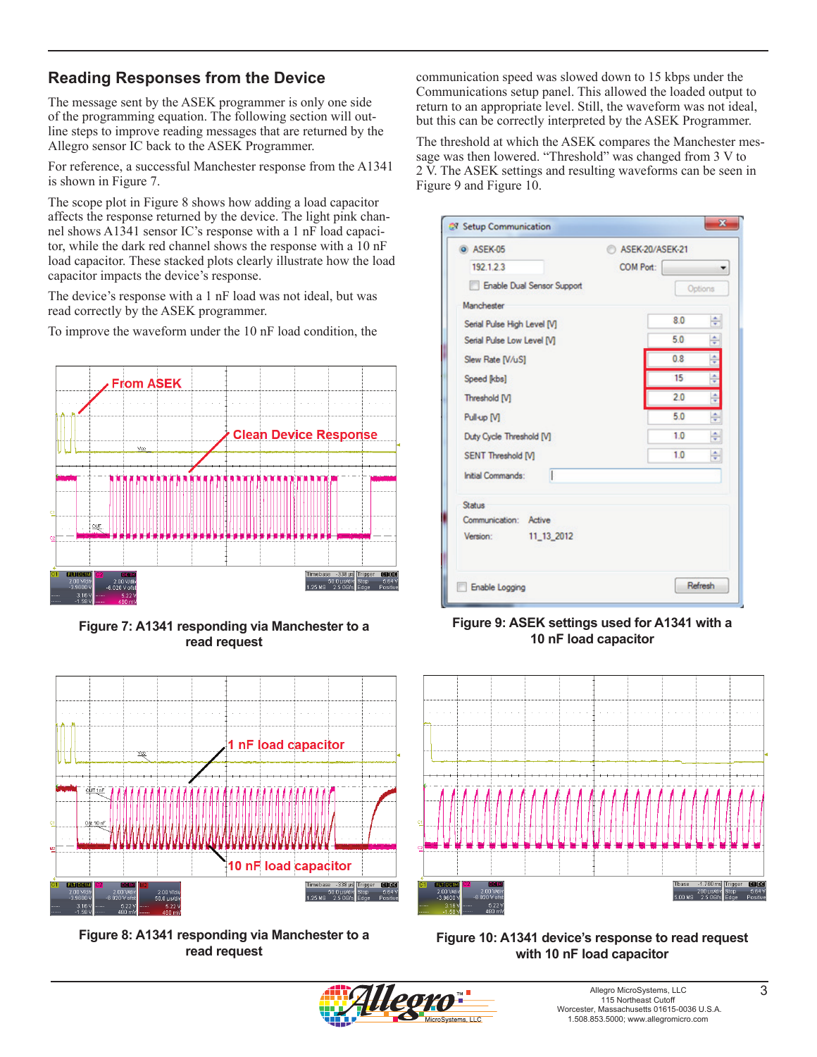## Reading Responses from the Device

The message sent by the ASEK programmer is only one side of the programming equation. The following section will outline steps to improve reading messages that are returned by the Allegro sensor IC back to the ASEK Programmer.

For reference, a successful Manchester response from the A1341 is shown in Figure 7.

The scope plot in Figure 8 shows how adding a load capacitor affects the response returned by the device. The light pink channel shows A1341 sensor IC's response with a 1 nF load capacitor, while the dark red channel shows the response with a 10 nF load capacitor. These stacked plots clearly illustrate how the load capacitor impacts the device's response.

The device's response with a 1 nF load was not ideal, but was read correctly by the ASEK programmer.

To improve the waveform under the 10 nF load condition, the communication speed was slowed down to 15 kbps under the Communications setup panel. This allowed the loaded output to return to an appropriate level. Still, the waveform was not ideal, but this can be correctly interpreted by the ASEK Programmer.

The threshold at which the ASEK compares the Manchester message was then lowered. "Threshold" was changed from 3 V to 2 V. The ASEK settings and resulting waveforms can be seen in Figure 9 and Figure 10.

**Figure 7: A1341 responding via Manchester to a read request**

**Figure 9: ASEK settings used for A1341 with a 10 nF load capacitor**

**Figure 8: A1341 responding via Manchester to a read request**

**Figure 10: A1341 device's response to read request with 10 nF load capacitor**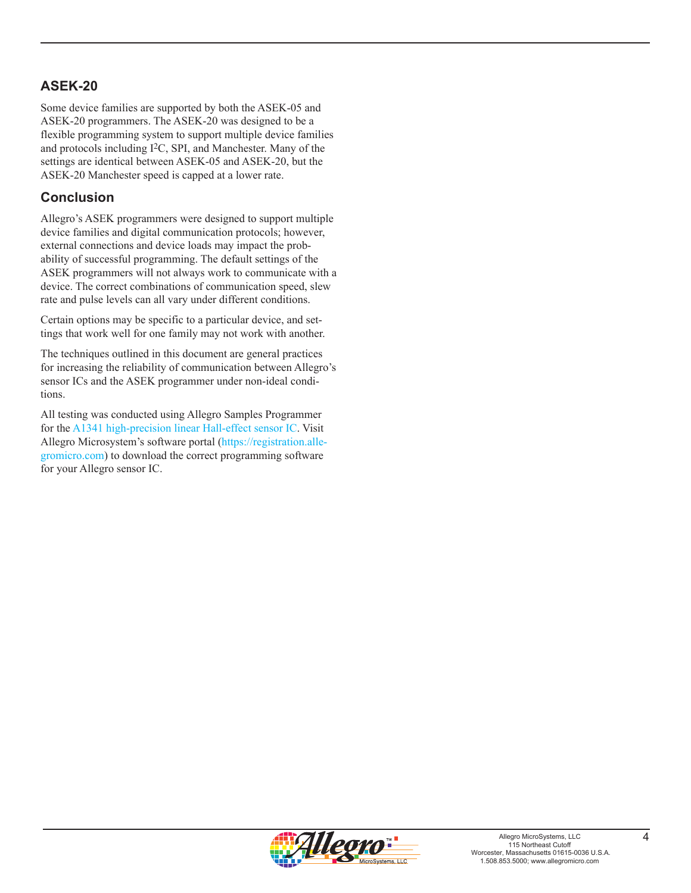## ASEK-20

Some device families are supported by both the ASEK-05 and ASEK-20 programmers. The ASEK-20 was designed to be a flexible programming system to support multiple device families and protocols including I²C, SPI, and Manchester. Many of the settings are identical between ASEK-05 and ASEK-20, but the ASEK-20 Manchester speed is capped at a lower rate.

## Conclusion

Allegro's ASEK programmers were designed to support multiple device families and digital communication protocols; however, external connections and device loads may impact the probability of successful programming. The default settings of the ASEK programmers will not always work to communicate with a device. The correct combinations of communication speed, slew rate and pulse levels can all vary under different conditions.

Certain options may be specific to a particular device, and settings that work well for one family may not work with another.

The techniques outlined in this document are general practices for increasing the reliability of communication between Allegro's sensor ICs and the ASEK programmer under non-ideal conditions.

All testing was conducted using Allegro Samples Programmer for the A1341 high-precision linear Hall-effect sensor IC. Visit Allegro Microsystem's software portal (https://registration.allegromicro.com) to download the correct programming software for your Allegro sensor IC.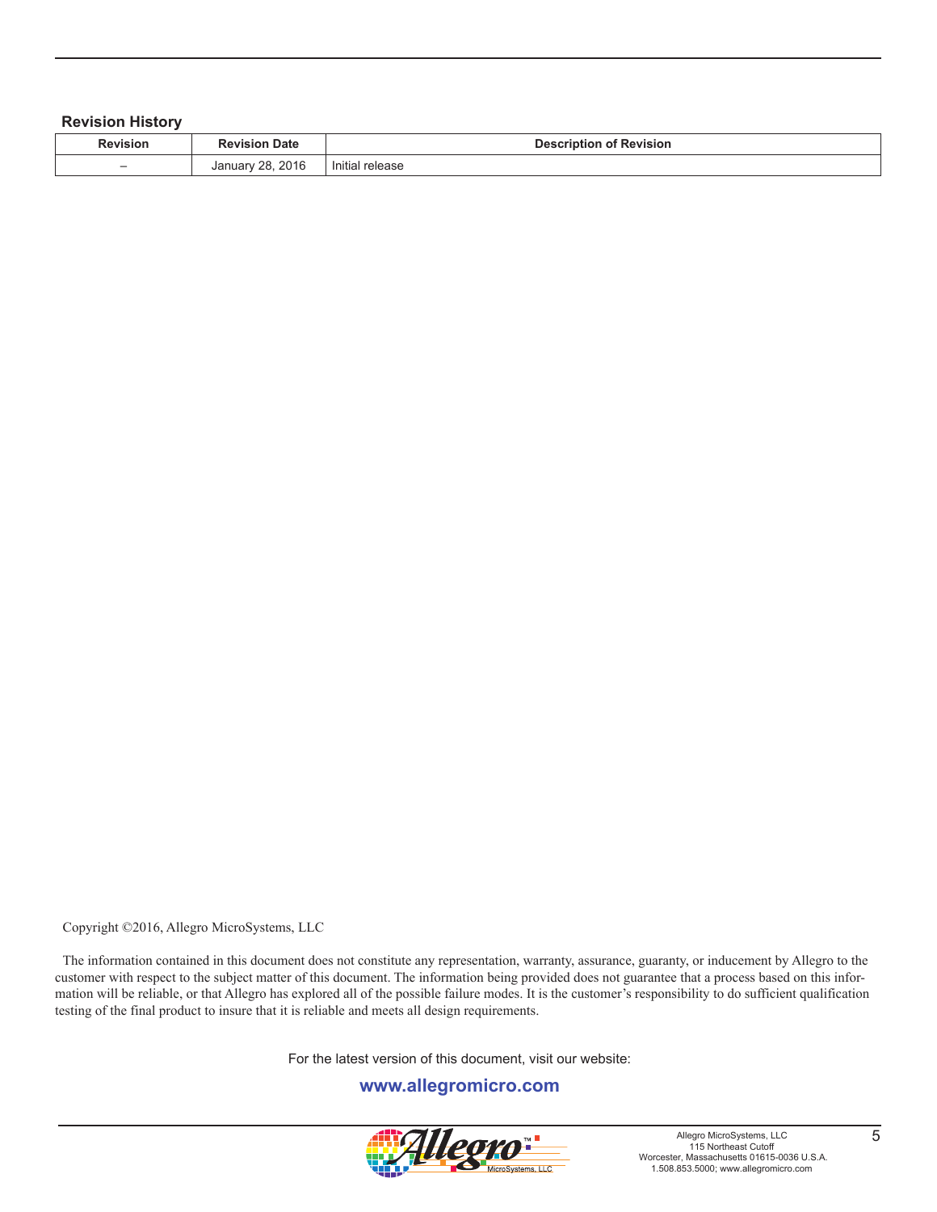### Revision History

| Revision | Revision Date | Description of Revision |
|---|---|---|
| – | January 28, 2016 | Initial release |

Copyright ©2016, Allegro MicroSystems, LLC

The information contained in this document does not constitute any representation, warranty, assurance, guaranty, or inducement by Allegro to the customer with respect to the subject matter of this document. The information being provided does not guarantee that a process based on this information will be reliable, or that Allegro has explored all of the possible failure modes. It is the customer's responsibility to do sufficient qualification testing of the final product to insure that it is reliable and meets all design requirements.

For the latest version of this document, visit our website:

**www.allegromicro.com**

Allegro MicroSystems, LLC
115 Northeast Cutoff
Worcester, Massachusetts 01615-0036 U.S.A.
1.508.853.5000; www.allegromicro.com